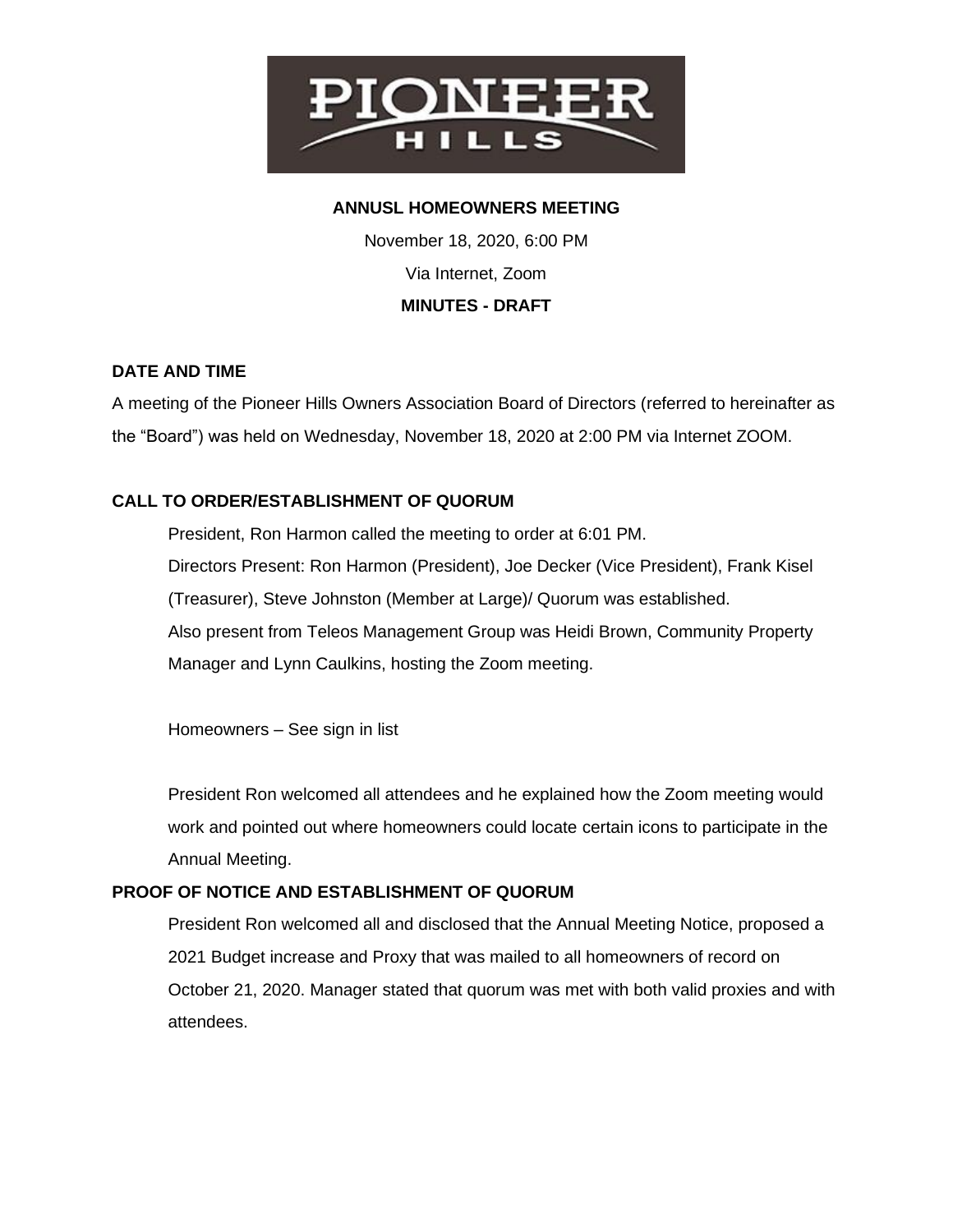PIONEER HILLS

**ANNUSL HOMEOWNERS MEETING**

November 18, 2020, 6:00 PM

Via Internet, Zoom

**MINUTES - DRAFT**

## DATE AND TIME

A meeting of the Pioneer Hills Owners Association Board of Directors (referred to hereinafter as the "Board") was held on Wednesday, November 18, 2020 at 2:00 PM via Internet ZOOM.

## CALL TO ORDER/ESTABLISHMENT OF QUORUM

President, Ron Harmon called the meeting to order at 6:01 PM.

Directors Present: Ron Harmon (President), Joe Decker (Vice President), Frank Kisel (Treasurer), Steve Johnston (Member at Large)/ Quorum was established.

Also present from Teleos Management Group was Heidi Brown, Community Property Manager and Lynn Caulkins, hosting the Zoom meeting.

Homeowners – See sign in list

President Ron welcomed all attendees and he explained how the Zoom meeting would work and pointed out where homeowners could locate certain icons to participate in the Annual Meeting.

## PROOF OF NOTICE AND ESTABLISHMENT OF QUORUM

President Ron welcomed all and disclosed that the Annual Meeting Notice, proposed a 2021 Budget increase and Proxy that was mailed to all homeowners of record on October 21, 2020. Manager stated that quorum was met with both valid proxies and with attendees.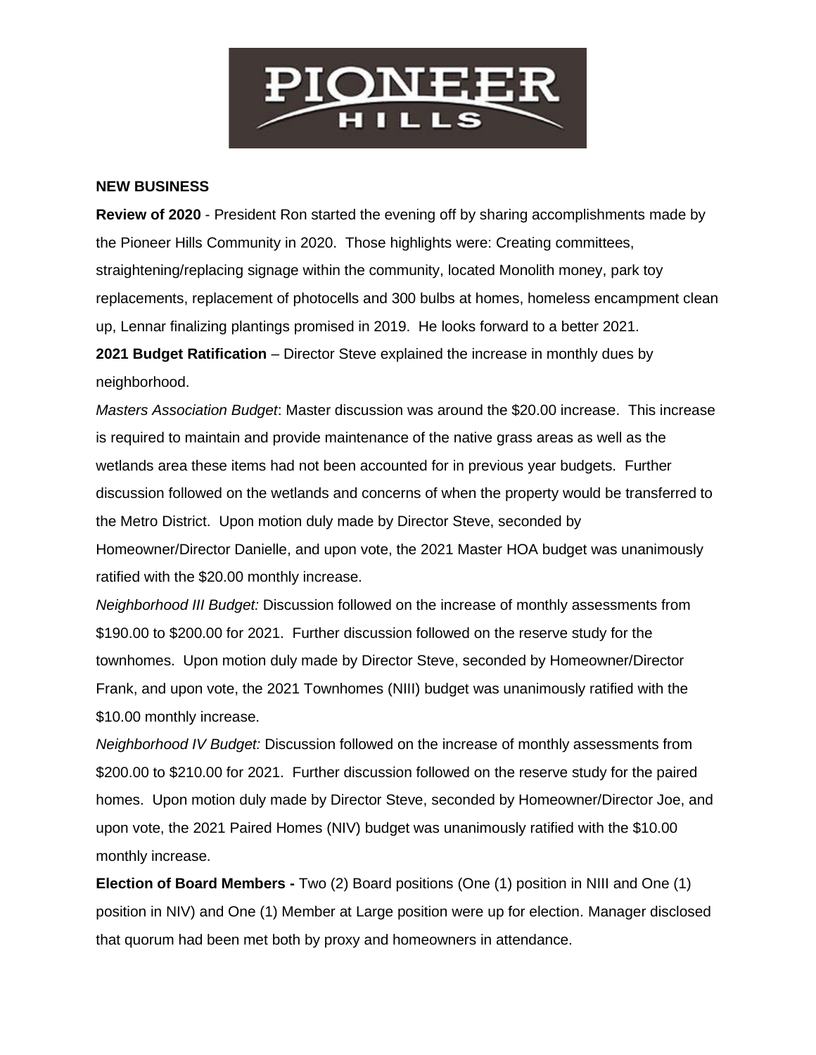**NEW BUSINESS**

**Review of 2020** - President Ron started the evening off by sharing accomplishments made by the Pioneer Hills Community in 2020. Those highlights were: Creating committees, straightening/replacing signage within the community, located Monolith money, park toy replacements, replacement of photocells and 300 bulbs at homes, homeless encampment clean up, Lennar finalizing plantings promised in 2019. He looks forward to a better 2021.

**2021 Budget Ratification** – Director Steve explained the increase in monthly dues by neighborhood.

*Masters Association Budget*: Master discussion was around the $20.00 increase. This increase is required to maintain and provide maintenance of the native grass areas as well as the wetlands area these items had not been accounted for in previous year budgets. Further discussion followed on the wetlands and concerns of when the property would be transferred to the Metro District. Upon motion duly made by Director Steve, seconded by Homeowner/Director Danielle, and upon vote, the 2021 Master HOA budget was unanimously ratified with the $20.00 monthly increase.

*Neighborhood III Budget:* Discussion followed on the increase of monthly assessments from $190.00 to $200.00 for 2021. Further discussion followed on the reserve study for the townhomes. Upon motion duly made by Director Steve, seconded by Homeowner/Director Frank, and upon vote, the 2021 Townhomes (NIII) budget was unanimously ratified with the $10.00 monthly increase.

*Neighborhood IV Budget:* Discussion followed on the increase of monthly assessments from $200.00 to $210.00 for 2021. Further discussion followed on the reserve study for the paired homes. Upon motion duly made by Director Steve, seconded by Homeowner/Director Joe, and upon vote, the 2021 Paired Homes (NIV) budget was unanimously ratified with the $10.00 monthly increase.

**Election of Board Members -** Two (2) Board positions (One (1) position in NIII and One (1) position in NIV) and One (1) Member at Large position were up for election. Manager disclosed that quorum had been met both by proxy and homeowners in attendance.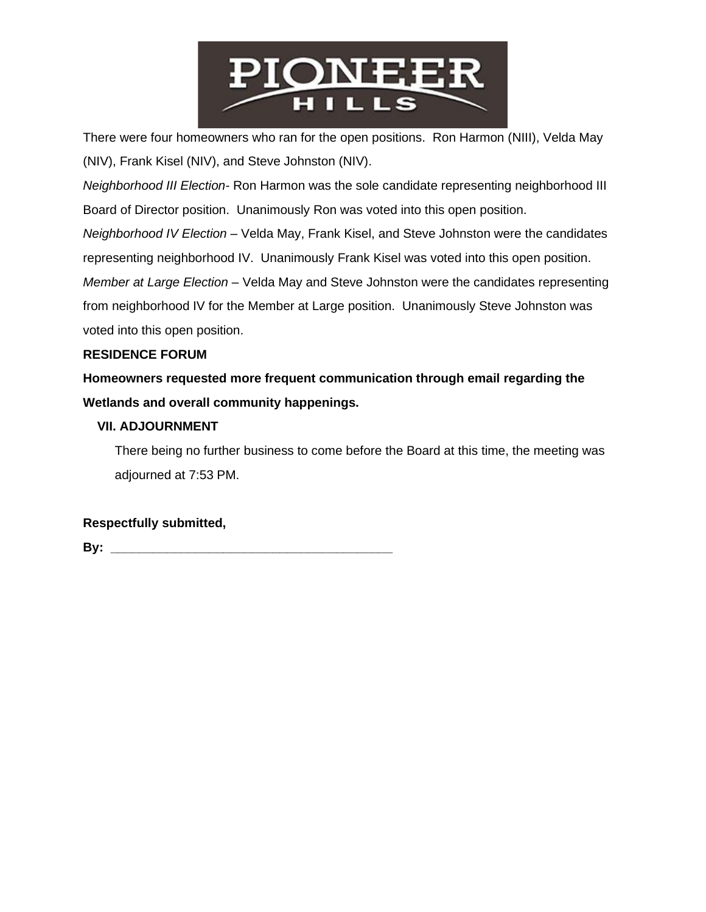There were four homeowners who ran for the open positions. Ron Harmon (NIII), Velda May (NIV), Frank Kisel (NIV), and Steve Johnston (NIV).

*Neighborhood III Election*- Ron Harmon was the sole candidate representing neighborhood III Board of Director position. Unanimously Ron was voted into this open position.

*Neighborhood IV Election* – Velda May, Frank Kisel, and Steve Johnston were the candidates representing neighborhood IV. Unanimously Frank Kisel was voted into this open position.

*Member at Large Election* – Velda May and Steve Johnston were the candidates representing from neighborhood IV for the Member at Large position. Unanimously Steve Johnston was voted into this open position.

**RESIDENCE FORUM**

**Homeowners requested more frequent communication through email regarding the Wetlands and overall community happenings.**

**VII. ADJOURNMENT**

There being no further business to come before the Board at this time, the meeting was adjourned at 7:53 PM.

**Respectfully submitted,**

**By: ________________________________________**